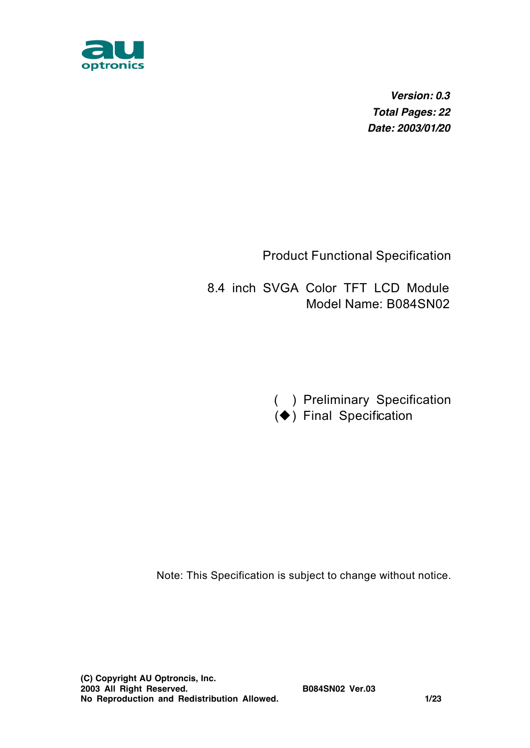***Version: 0.3***
***Total Pages: 22***
***Date: 2003/01/20***

Product Functional Specification

8.4 inch SVGA Color TFT LCD Module
Model Name: B084SN02

( ) Preliminary Specification
(◆) Final Specification

Note: This Specification is subject to change without notice.

**(C) Copyright AU Optroncis, Inc.**
**2003 All Right Reserved.**
**No Reproduction and Redistribution Allowed.**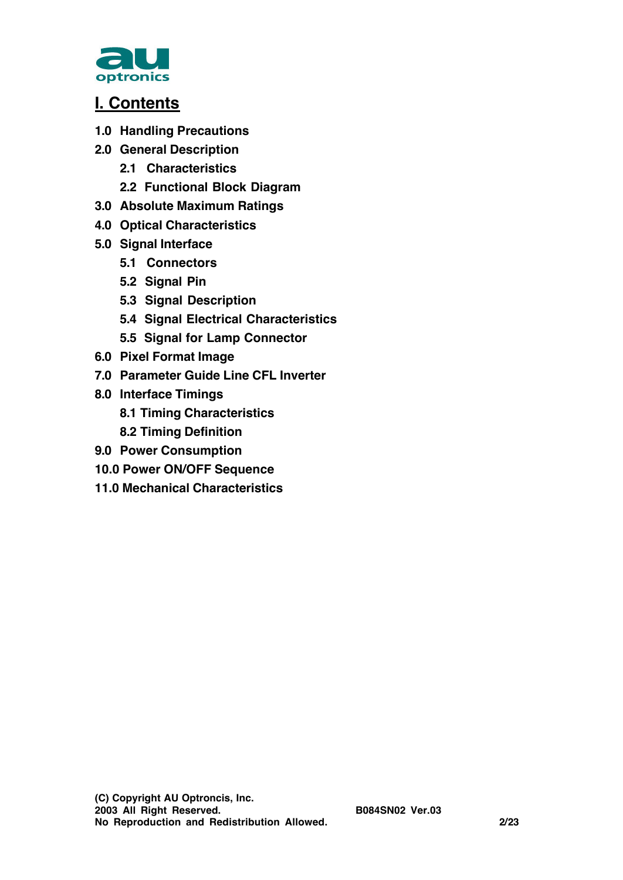# I. Contents

**1.0 Handling Precautions**

**2.0 General Description**

- **2.1 Characteristics**
- **2.2 Functional Block Diagram**

**3.0 Absolute Maximum Ratings**

**4.0 Optical Characteristics**

**5.0 Signal Interface**

- **5.1 Connectors**
- **5.2 Signal Pin**
- **5.3 Signal Description**
- **5.4 Signal Electrical Characteristics**
- **5.5 Signal for Lamp Connector**

**6.0 Pixel Format Image**

**7.0 Parameter Guide Line CFL Inverter**

**8.0 Interface Timings**

- **8.1 Timing Characteristics**
- **8.2 Timing Definition**

**9.0 Power Consumption**

**10.0 Power ON/OFF Sequence**

**11.0 Mechanical Characteristics**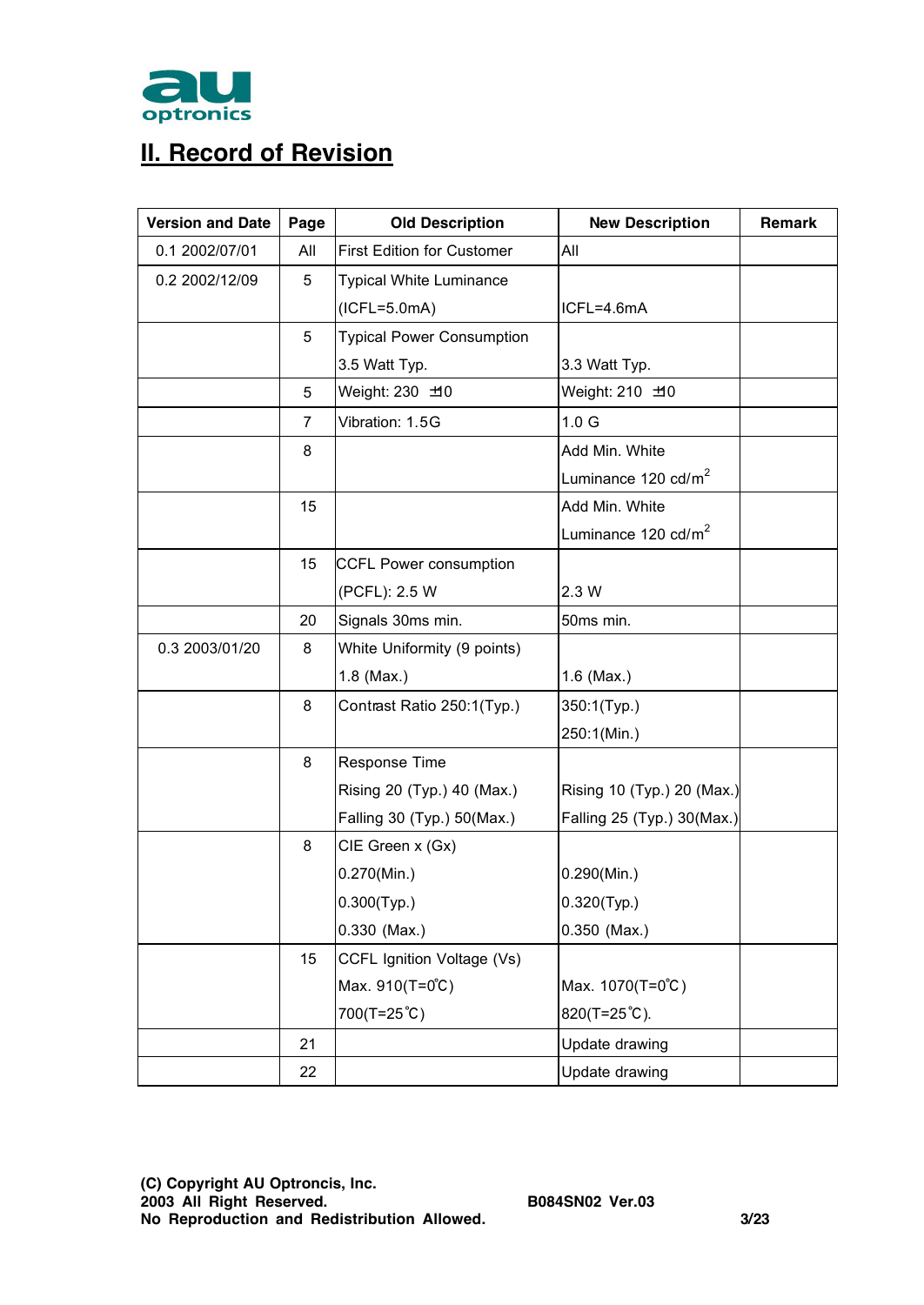## II. Record of Revision

| Version and Date | Page | Old Description | New Description | Remark |
|---|---|---|---|---|
| 0.1 2002/07/01 | All | First Edition for Customer | All | |
| 0.2 2002/12/09 | 5 | Typical White Luminance (ICFL=5.0mA) | ICFL=4.6mA | |
| | 5 | Typical Power Consumption 3.5 Watt Typ. | 3.3 Watt Typ. | |
| | 5 | Weight: 230 ±10 | Weight: 210 ±10 | |
| | 7 | Vibration: 1.5G | 1.0 G | |
| | 8 | | Add Min. White Luminance 120 cd/$m^2$ | |
| | 15 | | Add Min. White Luminance 120 cd/$m^2$ | |
| | 15 | CCFL Power consumption (PCFL): 2.5 W | 2.3 W | |
| | 20 | Signals 30ms min. | 50ms min. | |
| 0.3 2003/01/20 | 8 | White Uniformity (9 points) 1.8 (Max.) | 1.6 (Max.) | |
| | 8 | Contrast Ratio 250:1(Typ.) | 350:1(Typ.) 250:1(Min.) | |
| | 8 | Response Time Rising 20 (Typ.) 40 (Max.) Falling 30 (Typ.) 50(Max.) | Rising 10 (Typ.) 20 (Max.) Falling 25 (Typ.) 30(Max.) | |
| | 8 | CIE Green x (Gx) 0.270(Min.) 0.300(Typ.) 0.330 (Max.) | 0.290(Min.) 0.320(Typ.) 0.350 (Max.) | |
| | 15 | CCFL Ignition Voltage (Vs) Max. 910(T=0℃) 700(T=25℃) | Max. 1070(T=0℃) 820(T=25℃). | |
| | 21 | | Update drawing | |
| | 22 | | Update drawing | |

**(C) Copyright AU Optroncis, Inc.**
**2003 All Right Reserved.**
**No Reproduction and Redistribution Allowed.**

**B084SN02 Ver.03**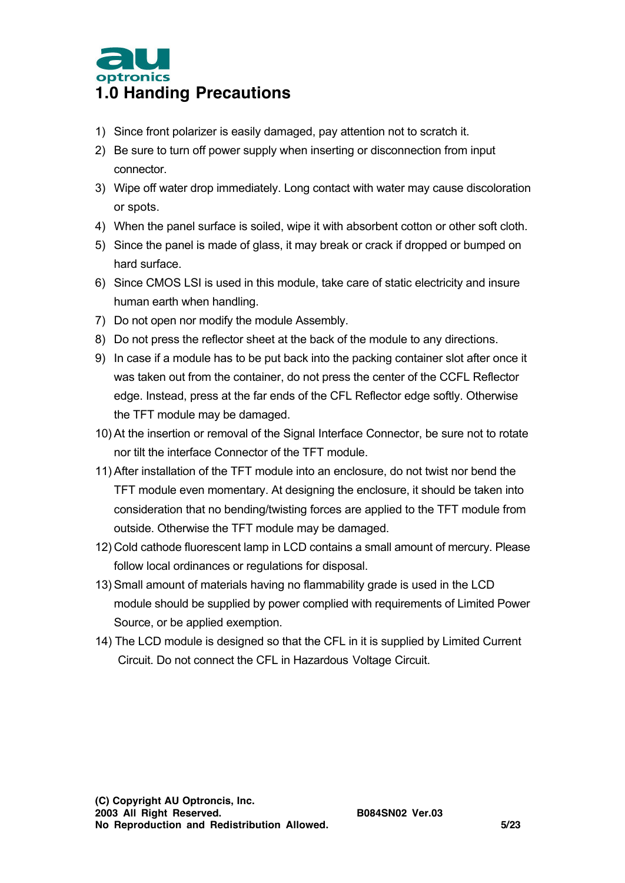# 1.0 Handing Precautions

1) Since front polarizer is easily damaged, pay attention not to scratch it.
2) Be sure to turn off power supply when inserting or disconnection from input connector.
3) Wipe off water drop immediately. Long contact with water may cause discoloration or spots.
4) When the panel surface is soiled, wipe it with absorbent cotton or other soft cloth.
5) Since the panel is made of glass, it may break or crack if dropped or bumped on hard surface.
6) Since CMOS LSI is used in this module, take care of static electricity and insure human earth when handling.
7) Do not open nor modify the module Assembly.
8) Do not press the reflector sheet at the back of the module to any directions.
9) In case if a module has to be put back into the packing container slot after once it was taken out from the container, do not press the center of the CCFL Reflector edge. Instead, press at the far ends of the CFL Reflector edge softly. Otherwise the TFT module may be damaged.
10) At the insertion or removal of the Signal Interface Connector, be sure not to rotate nor tilt the interface Connector of the TFT module.
11) After installation of the TFT module into an enclosure, do not twist nor bend the TFT module even momentary. At designing the enclosure, it should be taken into consideration that no bending/twisting forces are applied to the TFT module from outside. Otherwise the TFT module may be damaged.
12) Cold cathode fluorescent lamp in LCD contains a small amount of mercury. Please follow local ordinances or regulations for disposal.
13) Small amount of materials having no flammability grade is used in the LCD module should be supplied by power complied with requirements of Limited Power Source, or be applied exemption.
14) The LCD module is designed so that the CFL in it is supplied by Limited Current Circuit. Do not connect the CFL in Hazardous Voltage Circuit.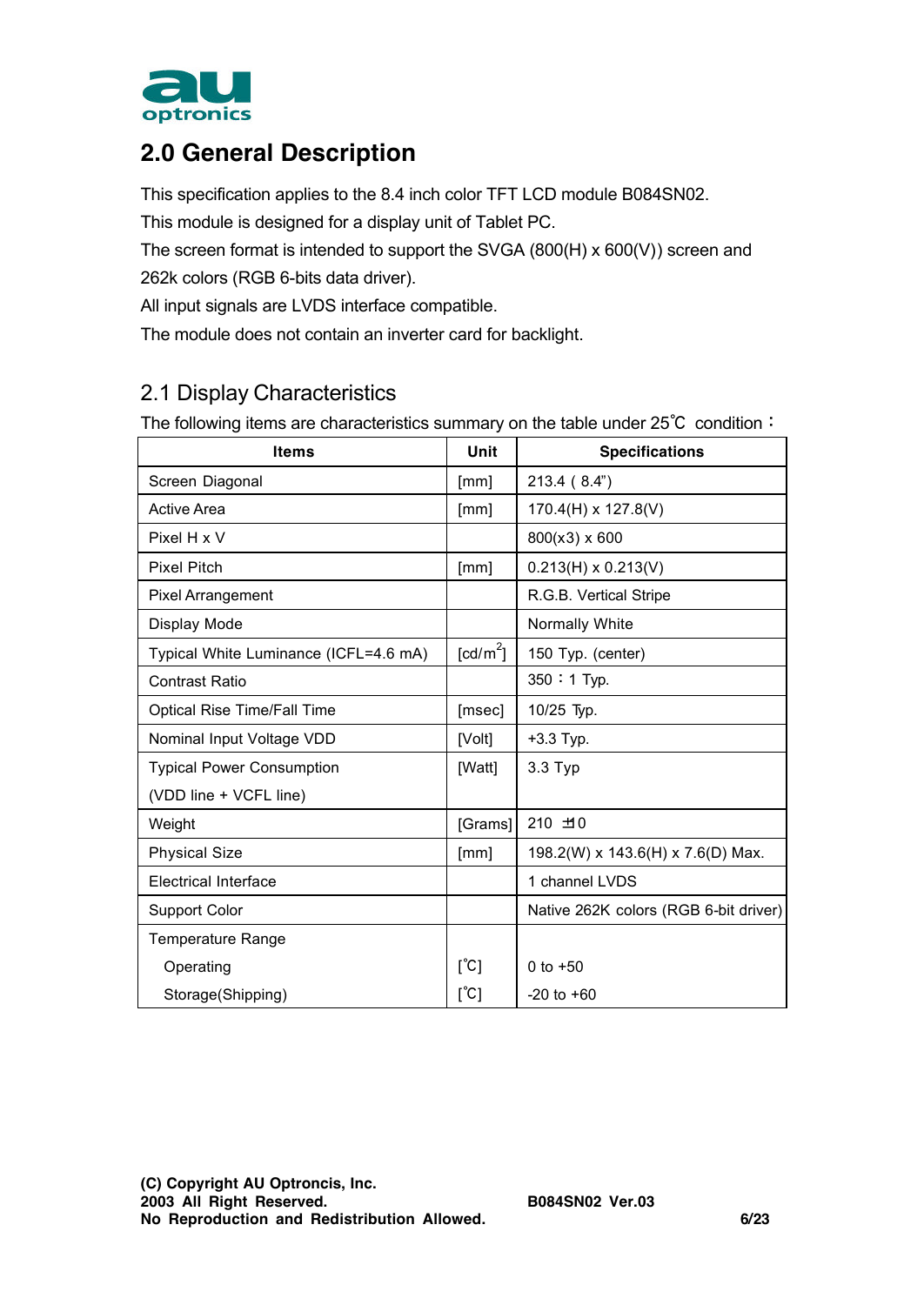## 2.0 General Description

This specification applies to the 8.4 inch color TFT LCD module B084SN02.

This module is designed for a display unit of Tablet PC.

The screen format is intended to support the SVGA (800(H) x 600(V)) screen and 262k colors (RGB 6-bits data driver).

All input signals are LVDS interface compatible.

The module does not contain an inverter card for backlight.

### 2.1 Display Characteristics

The following items are characteristics summary on the table under 25℃ condition：

| Items | Unit | Specifications |
|---|---|---|
| Screen Diagonal | [mm] | 213.4 ( 8.4") |
| Active Area | [mm] | 170.4(H) x 127.8(V) |
| Pixel H x V | | 800(x3) x 600 |
| Pixel Pitch | [mm] | 0.213(H) x 0.213(V) |
| Pixel Arrangement | | R.G.B. Vertical Stripe |
| Display Mode | | Normally White |
| Typical White Luminance (ICFL=4.6 mA) | [cd/m$^2$] | 150 Typ. (center) |
| Contrast Ratio | | 350：1 Typ. |
| Optical Rise Time/Fall Time | [msec] | 10/25 Typ. |
| Nominal Input Voltage VDD | [Volt] | +3.3 Typ. |
| Typical Power Consumption (VDD line + VCFL line) | [Watt] | 3.3 Typ |
| Weight | [Grams] | 210 ±10 |
| Physical Size | [mm] | 198.2(W) x 143.6(H) x 7.6(D) Max. |
| Electrical Interface | | 1 channel LVDS |
| Support Color | | Native 262K colors (RGB 6-bit driver) |
| Temperature Range | | |
| Operating | [℃] | 0 to +50 |
| Storage(Shipping) | [℃] | -20 to +60 |

**(C) Copyright AU Optroncis, Inc.**
**2003 All Right Reserved.**
**No Reproduction and Redistribution Allowed.**

**B084SN02 Ver.03**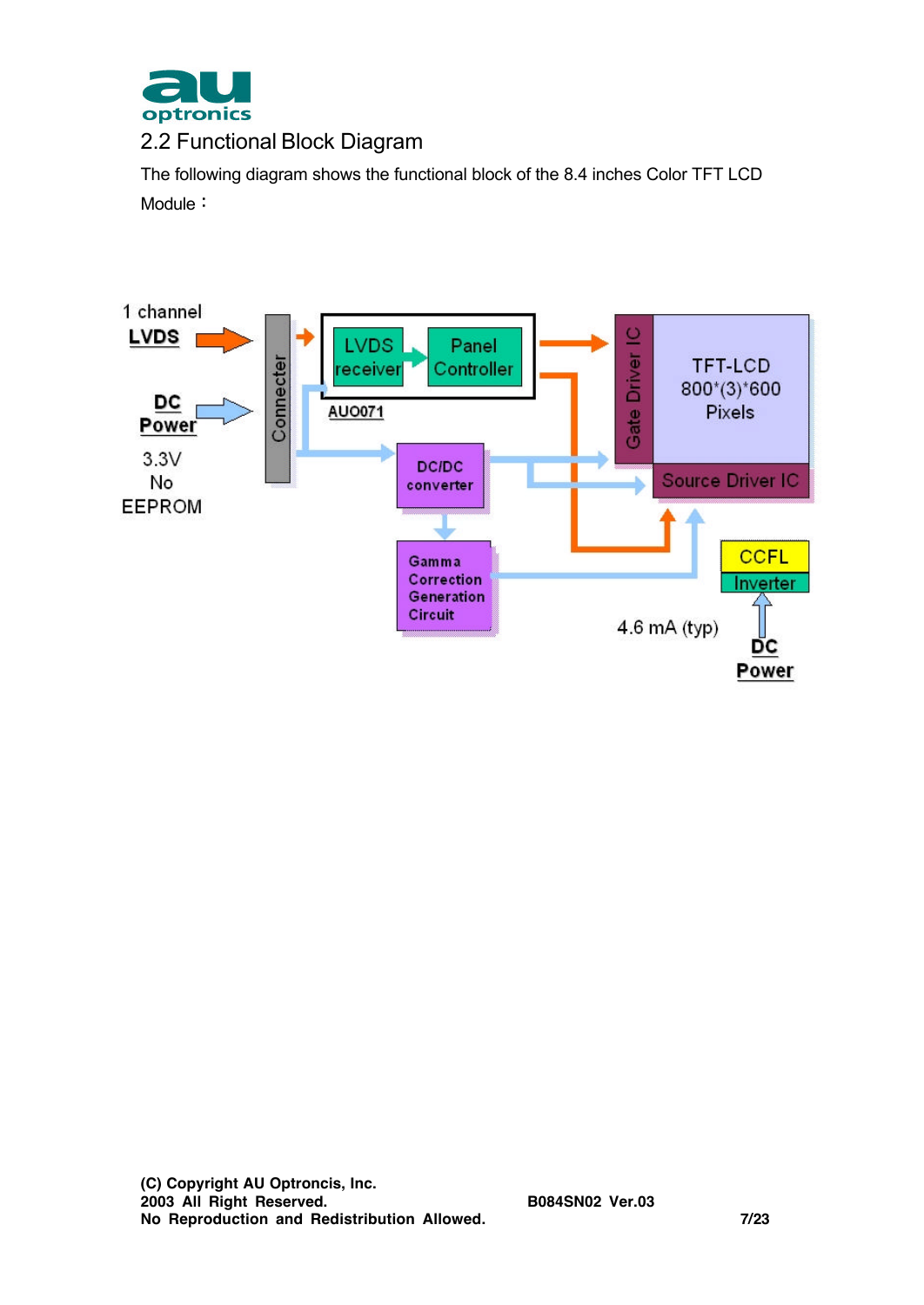## 2.2 Functional Block Diagram

The following diagram shows the functional block of the 8.4 inches Color TFT LCD Module：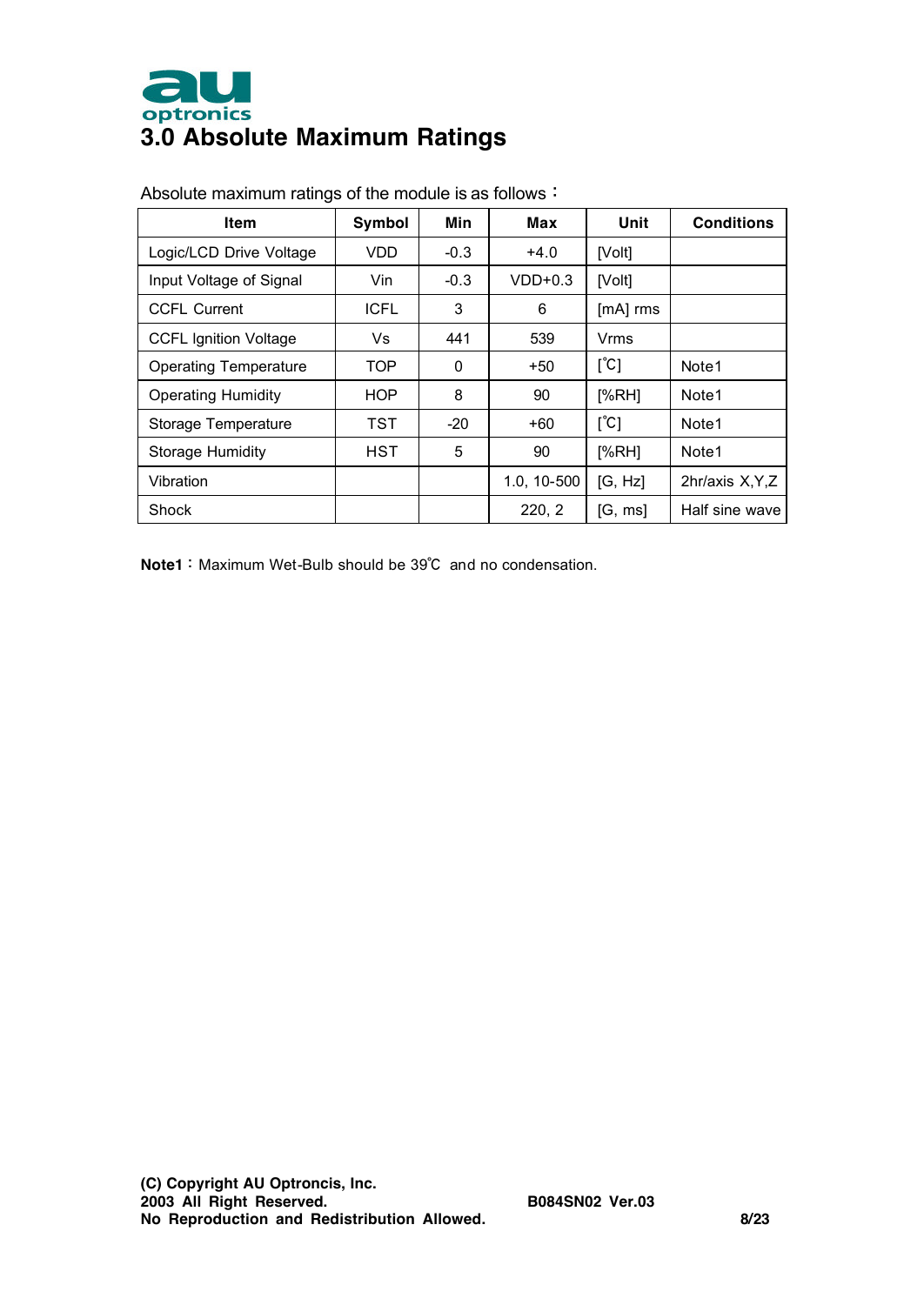# 3.0 Absolute Maximum Ratings

Absolute maximum ratings of the module is as follows：

| Item | Symbol | Min | Max | Unit | Conditions |
|---|---|---|---|---|---|
| Logic/LCD Drive Voltage | VDD | -0.3 | +4.0 | [Volt] | |
| Input Voltage of Signal | Vin | -0.3 | VDD+0.3 | [Volt] | |
| CCFL Current | ICFL | 3 | 6 | [mA] rms | |
| CCFL Ignition Voltage | Vs | 441 | 539 | Vrms | |
| Operating Temperature | TOP | 0 | +50 | [℃] | Note1 |
| Operating Humidity | HOP | 8 | 90 | [%RH] | Note1 |
| Storage Temperature | TST | -20 | +60 | [℃] | Note1 |
| Storage Humidity | HST | 5 | 90 | [%RH] | Note1 |
| Vibration | | | 1.0, 10-500 | [G, Hz] | 2hr/axis X,Y,Z |
| Shock | | | 220, 2 | [G, ms] | Half sine wave |

**Note1**：Maximum Wet-Bulb should be 39℃ and no condensation.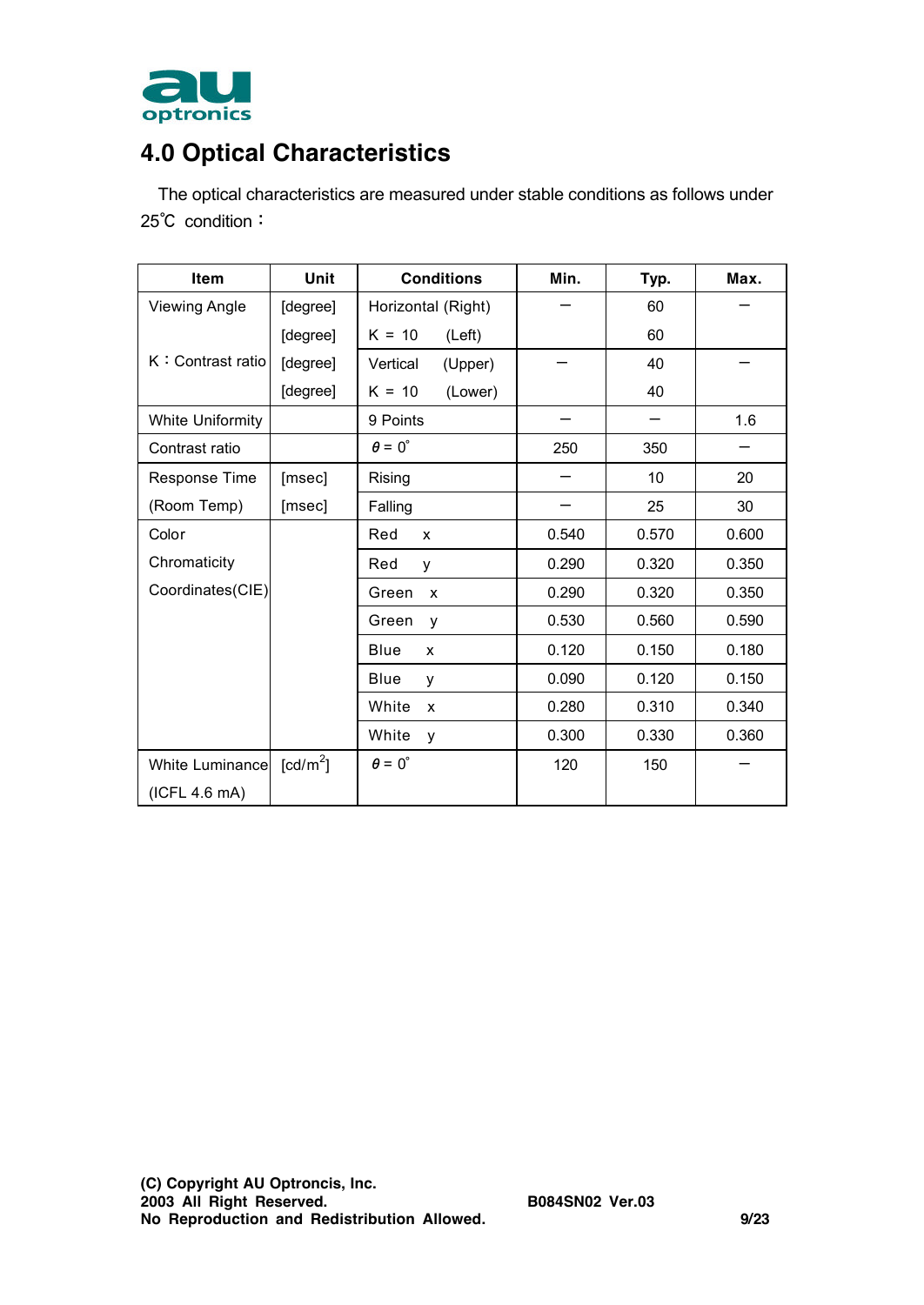# 4.0 Optical Characteristics

The optical characteristics are measured under stable conditions as follows under 25℃ condition：

| Item | Unit | Conditions | Min. | Typ. | Max. |
|---|---|---|---|---|---|
| Viewing Angle | [degree] | Horizontal (Right) | – | 60 | – |
| | [degree] | K = 10 (Left) | | 60 | |
| K：Contrast ratio | [degree] | Vertical (Upper) | – | 40 | – |
| | [degree] | K = 10 (Lower) | | 40 | |
| White Uniformity | | 9 Points | – | – | 1.6 |
| Contrast ratio | | $\theta = 0^{\circ}$ | 250 | 350 | – |
| Response Time | [msec] | Rising | – | 10 | 20 |
| (Room Temp) | [msec] | Falling | – | 25 | 30 |
| Color | | Red x | 0.540 | 0.570 | 0.600 |
| Chromaticity | | Red y | 0.290 | 0.320 | 0.350 |
| Coordinates(CIE) | | Green x | 0.290 | 0.320 | 0.350 |
| | | Green y | 0.530 | 0.560 | 0.590 |
| | | Blue x | 0.120 | 0.150 | 0.180 |
| | | Blue y | 0.090 | 0.120 | 0.150 |
| | | White x | 0.280 | 0.310 | 0.340 |
| | | White y | 0.300 | 0.330 | 0.360 |
| White Luminance (ICFL 4.6 mA) | [cd/m$^2$] | $\theta = 0^{\circ}$ | 120 | 150 | – |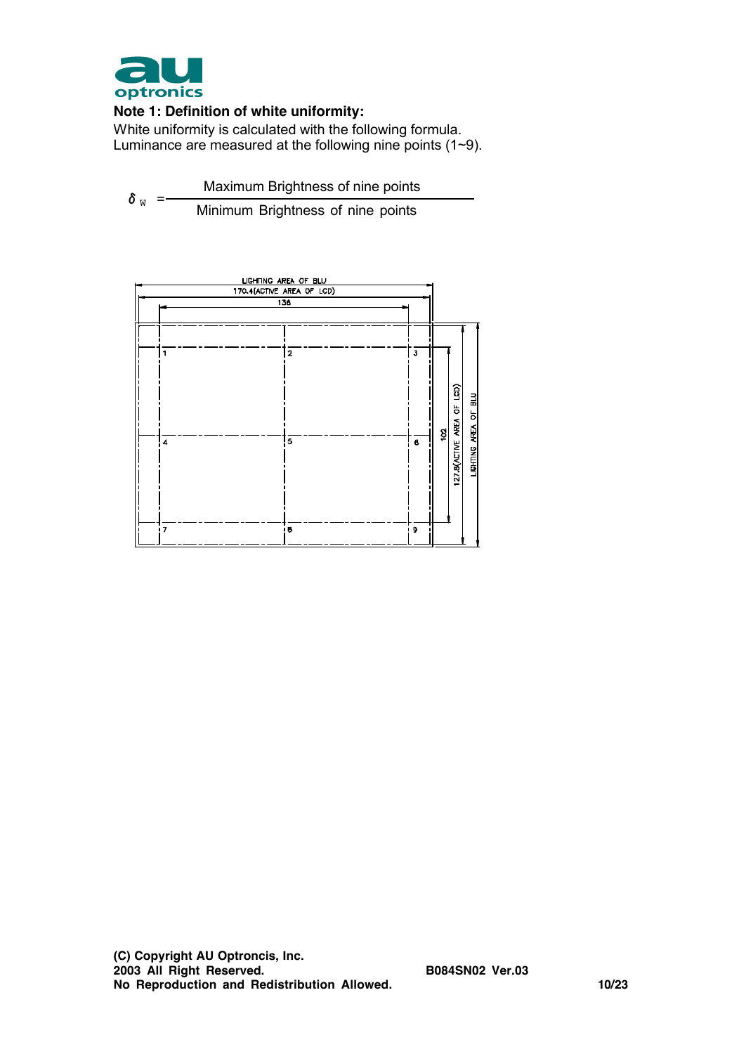**Note 1: Definition of white uniformity:**

White uniformity is calculated with the following formula.
Luminance are measured at the following nine points (1~9).

$$\delta_W = \frac{\text{Maximum Brightness of nine points}}{\text{Minimum Brightness of nine points}}$$

LIGHTING AREA OF BLU
170.4(ACTIVE AREA OF LCD)
136

1 2 3
4 5 6
7 8 9

102
127.8(ACTIVE AREA OF LCD)
LIGHTING AREA OF BLU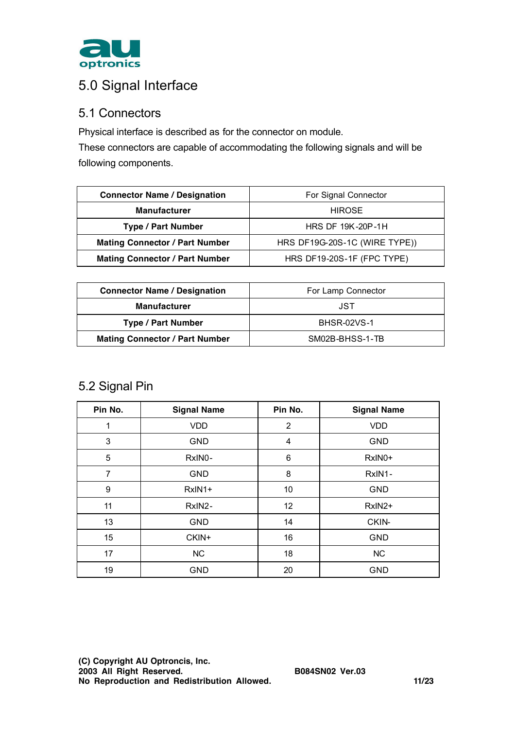# 5.0 Signal Interface

## 5.1 Connectors

Physical interface is described as for the connector on module.
These connectors are capable of accommodating the following signals and will be following components.

| **Connector Name / Designation** | For Signal Connector |
|---|---|
| **Manufacturer** | HIROSE |
| **Type / Part Number** | HRS DF 19K-20P-1H |
| **Mating Connector / Part Number** | HRS DF19G-20S-1C (WIRE TYPE)) |
| **Mating Connector / Part Number** | HRS DF19-20S-1F (FPC TYPE) |

| **Connector Name / Designation** | For Lamp Connector |
|---|---|
| **Manufacturer** | JST |
| **Type / Part Number** | BHSR-02VS-1 |
| **Mating Connector / Part Number** | SM02B-BHSS-1-TB |

## 5.2 Signal Pin

| Pin No. | Signal Name | Pin No. | Signal Name |
|---|---|---|---|
| 1 | VDD | 2 | VDD |
| 3 | GND | 4 | GND |
| 5 | RxIN0- | 6 | RxIN0+ |
| 7 | GND | 8 | RxIN1- |
| 9 | RxIN1+ | 10 | GND |
| 11 | RxIN2- | 12 | RxIN2+ |
| 13 | GND | 14 | CKIN- |
| 15 | CKIN+ | 16 | GND |
| 17 | NC | 18 | NC |
| 19 | GND | 20 | GND |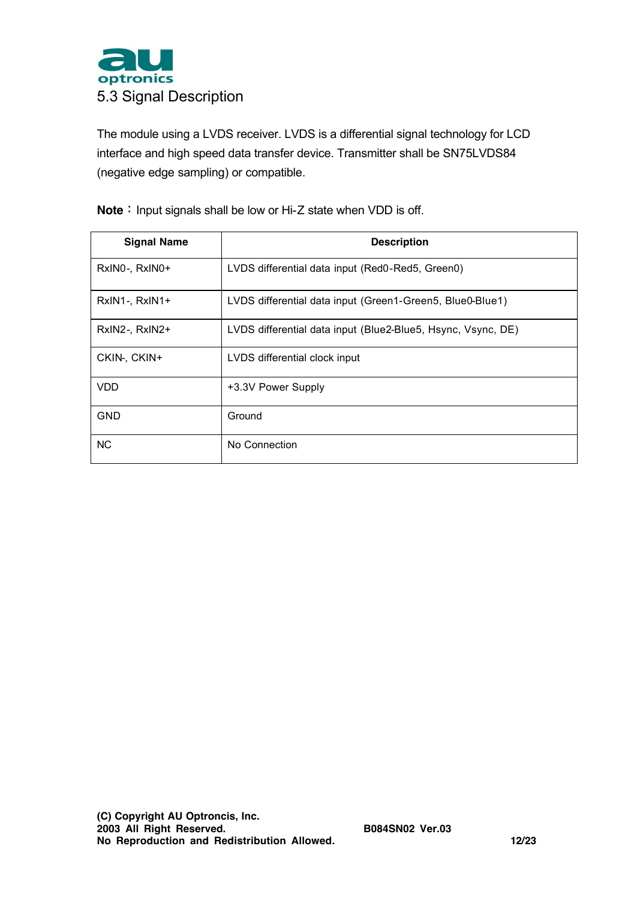## 5.3 Signal Description

The module using a LVDS receiver. LVDS is a differential signal technology for LCD interface and high speed data transfer device. Transmitter shall be SN75LVDS84 (negative edge sampling) or compatible.

**Note**：Input signals shall be low or Hi-Z state when VDD is off.

| Signal Name | Description |
|---|---|
| RxIN0-, RxIN0+ | LVDS differential data input (Red0-Red5, Green0) |
| RxIN1-, RxIN1+ | LVDS differential data input (Green1-Green5, Blue0-Blue1) |
| RxIN2-, RxIN2+ | LVDS differential data input (Blue2-Blue5, Hsync, Vsync, DE) |
| CKIN-, CKIN+ | LVDS differential clock input |
| VDD | +3.3V Power Supply |
| GND | Ground |
| NC | No Connection |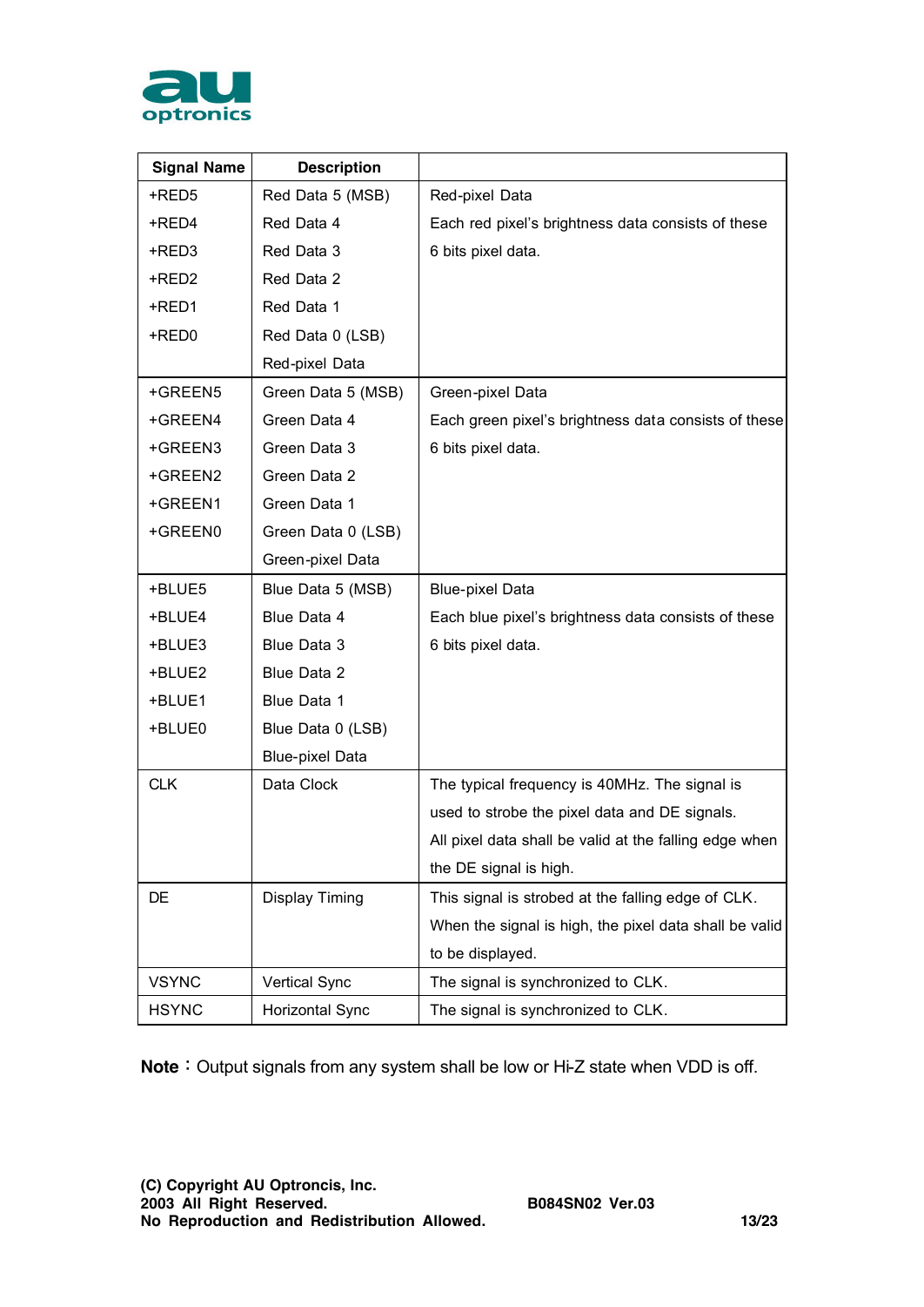| Signal Name | Description | |
|---|---|---|
| +RED5<br>+RED4<br>+RED3<br>+RED2<br>+RED1<br>+RED0 | Red Data 5 (MSB)<br>Red Data 4<br>Red Data 3<br>Red Data 2<br>Red Data 1<br>Red Data 0 (LSB)<br>Red-pixel Data | Red-pixel Data<br>Each red pixel's brightness data consists of these 6 bits pixel data. |
| +GREEN5<br>+GREEN4<br>+GREEN3<br>+GREEN2<br>+GREEN1<br>+GREEN0 | Green Data 5 (MSB)<br>Green Data 4<br>Green Data 3<br>Green Data 2<br>Green Data 1<br>Green Data 0 (LSB)<br>Green-pixel Data | Green-pixel Data<br>Each green pixel's brightness data consists of these 6 bits pixel data. |
| +BLUE5<br>+BLUE4<br>+BLUE3<br>+BLUE2<br>+BLUE1<br>+BLUE0 | Blue Data 5 (MSB)<br>Blue Data 4<br>Blue Data 3<br>Blue Data 2<br>Blue Data 1<br>Blue Data 0 (LSB)<br>Blue-pixel Data | Blue-pixel Data<br>Each blue pixel's brightness data consists of these 6 bits pixel data. |
| CLK | Data Clock | The typical frequency is 40MHz. The signal is used to strobe the pixel data and DE signals. All pixel data shall be valid at the falling edge when the DE signal is high. |
| DE | Display Timing | This signal is strobed at the falling edge of CLK. When the signal is high, the pixel data shall be valid to be displayed. |
| VSYNC | Vertical Sync | The signal is synchronized to CLK. |
| HSYNC | Horizontal Sync | The signal is synchronized to CLK. |

**Note**：Output signals from any system shall be low or Hi-Z state when VDD is off.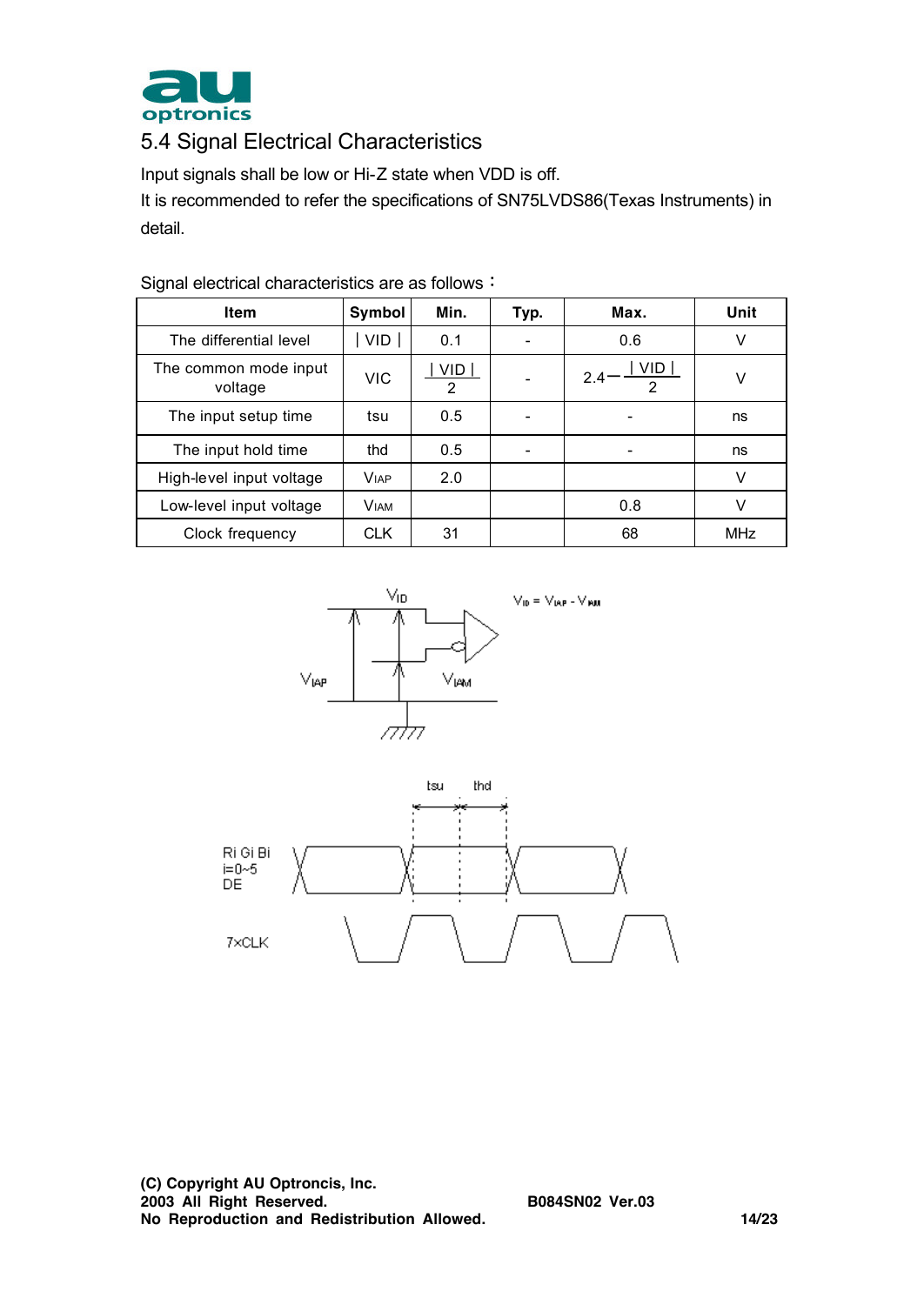## 5.4 Signal Electrical Characteristics

Input signals shall be low or Hi-Z state when VDD is off.

It is recommended to refer the specifications of SN75LVDS86(Texas Instruments) in detail.

Signal electrical characteristics are as follows：

| Item | Symbol | Min. | Typ. | Max. | Unit |
|---|---|---|---|---|---|
| The differential level | $\vert VID \vert$ | 0.1 | - | 0.6 | V |
| The common mode input voltage | VIC | $\frac{\vert VID \vert}{2}$ | - | $2.4 - \frac{\vert VID \vert}{2}$ | V |
| The input setup time | tsu | 0.5 | - | - | ns |
| The input hold time | thd | 0.5 | - | - | ns |
| High-level input voltage | $V_{IAP}$ | 2.0 | | | V |
| Low-level input voltage | $V_{IAM}$ | | | 0.8 | V |
| Clock frequency | CLK | 31 | | 68 | MHz |

$V_{ID} = V_{IAP} - V_{IAM}$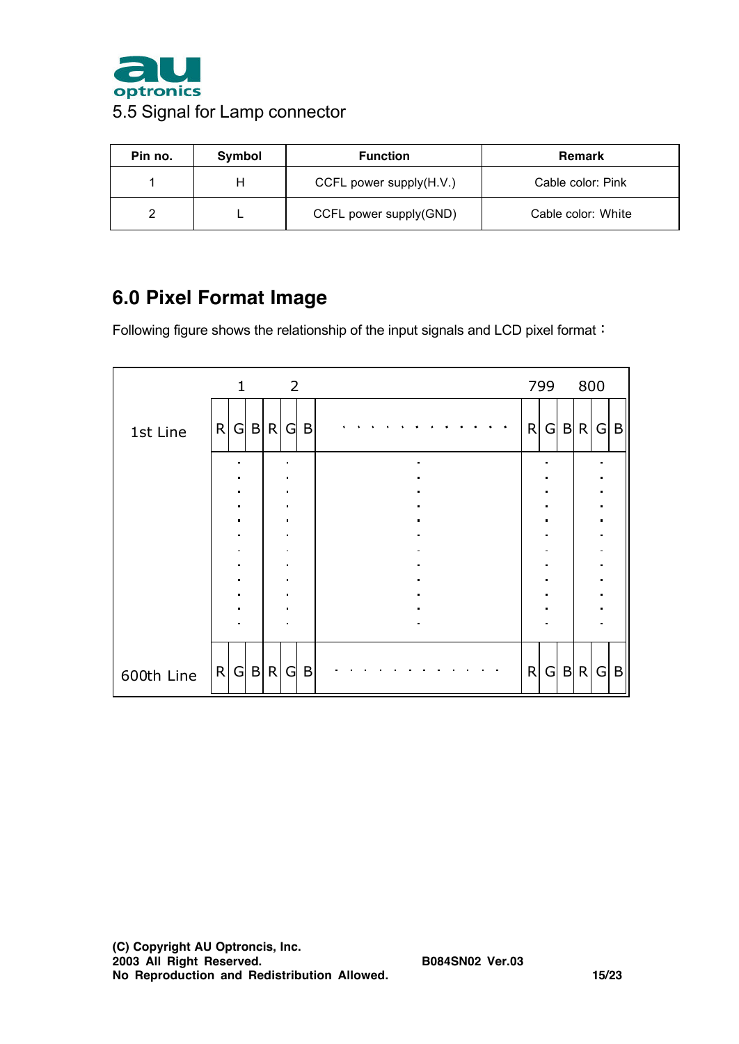### 5.5 Signal for Lamp connector

| Pin no. | Symbol | Function | Remark |
|---|---|---|---|
| 1 | H | CCFL power supply(H.V.) | Cable color: Pink |
| 2 | L | CCFL power supply(GND) | Cable color: White |

## 6.0 Pixel Format Image

Following figure shows the relationship of the input signals and LCD pixel format：

| | 1 | | | 2 | | | | 799 | | | 800 | | |
|---|---|---|---|---|---|---|---|---|---|---|---|---|---|
| 1st Line | R | G | B | R | G | B | . . . . . . . . . . . . | R | G | B | R | G | B |
| | : | | | : | | | : | : | | | : | | |
| 600th Line | R | G | B | R | G | B | . . . . . . . . . . . . | R | G | B | R | G | B |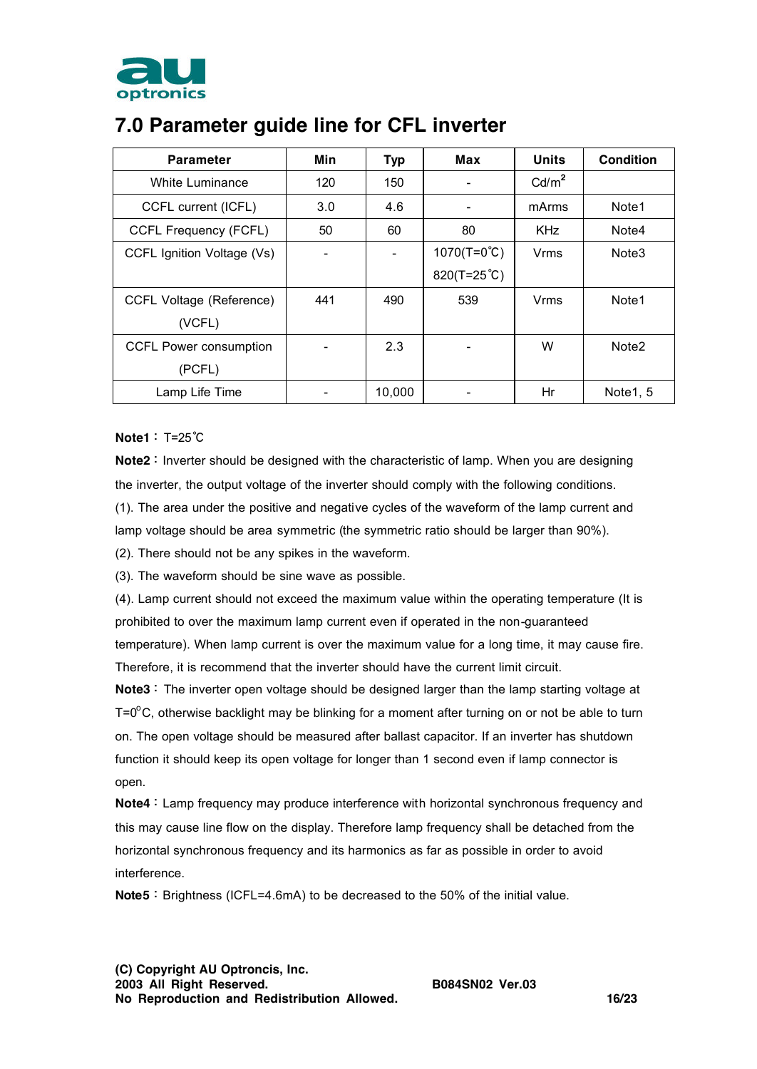# 7.0 Parameter guide line for CFL inverter

| Parameter | Min | Typ | Max | Units | Condition |
|---|---|---|---|---|---|
| White Luminance | 120 | 150 | - | Cd/m$^2$ | |
| CCFL current (ICFL) | 3.0 | 4.6 | - | mArms | Note1 |
| CCFL Frequency (FCFL) | 50 | 60 | 80 | KHz | Note4 |
| CCFL Ignition Voltage (Vs) | - | - | 1070(T=0℃) 820(T=25℃) | Vrms | Note3 |
| CCFL Voltage (Reference) (VCFL) | 441 | 490 | 539 | Vrms | Note1 |
| CCFL Power consumption (PCFL) | - | 2.3 | - | W | Note2 |
| Lamp Life Time | - | 10,000 | - | Hr | Note1, 5 |

**Note1：** T=25℃

**Note2：** Inverter should be designed with the characteristic of lamp. When you are designing the inverter, the output voltage of the inverter should comply with the following conditions.

(1). The area under the positive and negative cycles of the waveform of the lamp current and lamp voltage should be area symmetric (the symmetric ratio should be larger than 90%).

(2). There should not be any spikes in the waveform.

(3). The waveform should be sine wave as possible.

(4). Lamp current should not exceed the maximum value within the operating temperature (It is prohibited to over the maximum lamp current even if operated in the non-guaranteed temperature). When lamp current is over the maximum value for a long time, it may cause fire. Therefore, it is recommend that the inverter should have the current limit circuit.

**Note3：** The inverter open voltage should be designed larger than the lamp starting voltage at T=0$^o$C, otherwise backlight may be blinking for a moment after turning on or not be able to turn on. The open voltage should be measured after ballast capacitor. If an inverter has shutdown function it should keep its open voltage for longer than 1 second even if lamp connector is open.

**Note4：** Lamp frequency may produce interference with horizontal synchronous frequency and this may cause line flow on the display. Therefore lamp frequency shall be detached from the horizontal synchronous frequency and its harmonics as far as possible in order to avoid interference.

**Note5：** Brightness (ICFL=4.6mA) to be decreased to the 50% of the initial value.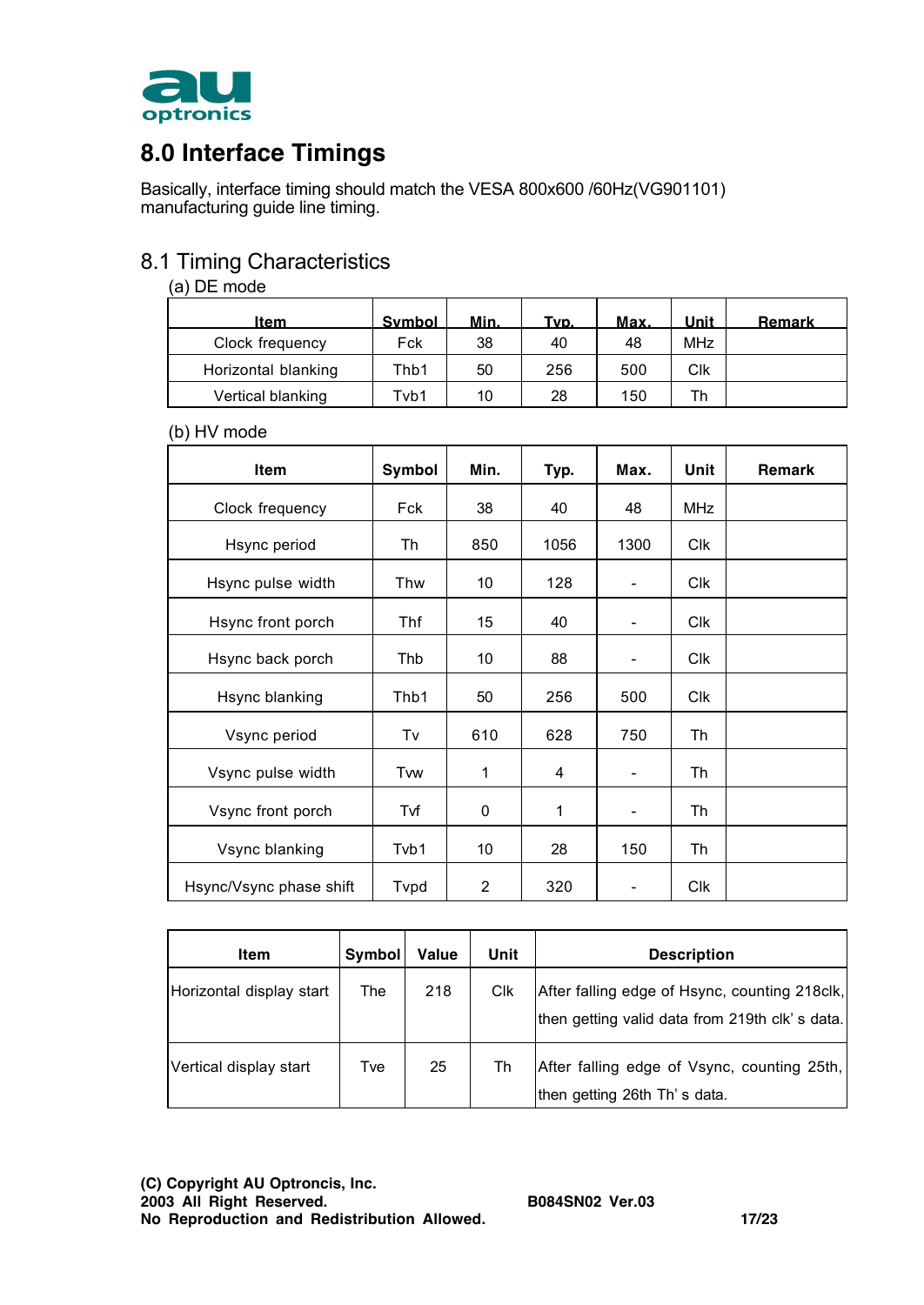## 8.0 Interface Timings

Basically, interface timing should match the VESA 800x600 /60Hz(VG901101) manufacturing guide line timing.

### 8.1 Timing Characteristics

(a) DE mode

| Item | Symbol | Min. | Typ. | Max. | Unit | Remark |
|---|---|---|---|---|---|---|
| Clock frequency | Fck | 38 | 40 | 48 | MHz | |
| Horizontal blanking | Thb1 | 50 | 256 | 500 | Clk | |
| Vertical blanking | Tvb1 | 10 | 28 | 150 | Th | |

(b) HV mode

| Item | Symbol | Min. | Typ. | Max. | Unit | Remark |
|---|---|---|---|---|---|---|
| Clock frequency | Fck | 38 | 40 | 48 | MHz | |
| Hsync period | Th | 850 | 1056 | 1300 | Clk | |
| Hsync pulse width | Thw | 10 | 128 | - | Clk | |
| Hsync front porch | Thf | 15 | 40 | - | Clk | |
| Hsync back porch | Thb | 10 | 88 | - | Clk | |
| Hsync blanking | Thb1 | 50 | 256 | 500 | Clk | |
| Vsync period | Tv | 610 | 628 | 750 | Th | |
| Vsync pulse width | Tvw | 1 | 4 | - | Th | |
| Vsync front porch | Tvf | 0 | 1 | - | Th | |
| Vsync blanking | Tvb1 | 10 | 28 | 150 | Th | |
| Hsync/Vsync phase shift | Tvpd | 2 | 320 | - | Clk | |

| Item | Symbol | Value | Unit | Description |
|---|---|---|---|---|
| Horizontal display start | The | 218 | Clk | After falling edge of Hsync, counting 218clk, then getting valid data from 219th clk' s data. |
| Vertical display start | Tve | 25 | Th | After falling edge of Vsync, counting 25th, then getting 26th Th' s data. |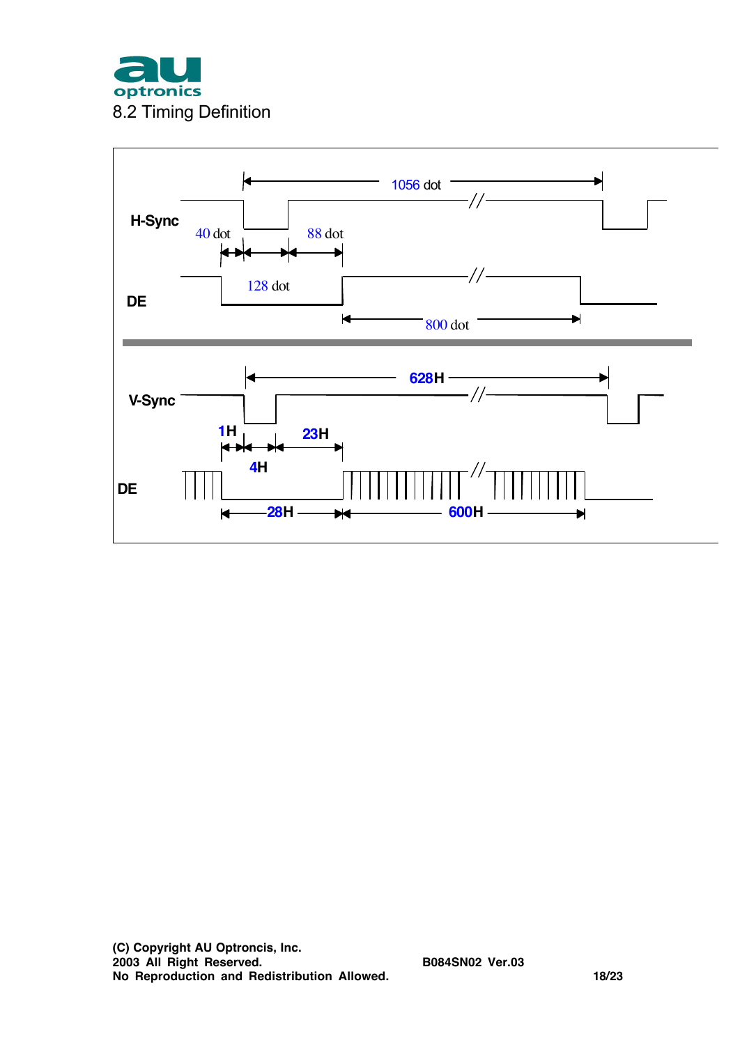## 8.2 Timing Definition

H-Sync

DE

1056 dot

40 dot

88 dot

128 dot

800 dot

V-Sync

DE

628H

1H

23H

4H

28H

600H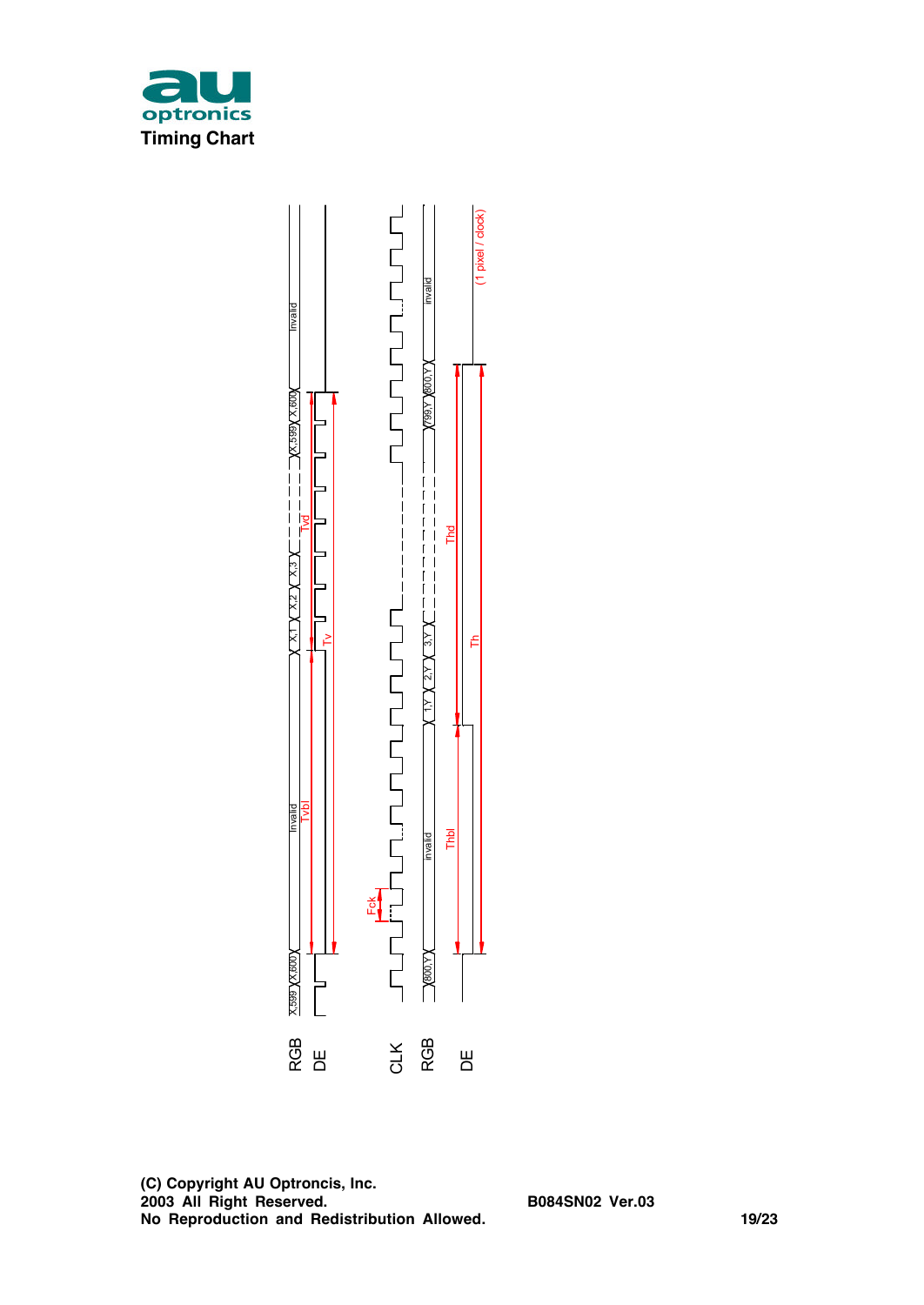## Timing Chart

RGB: X,599 | X,600 | invalid | X,1 | X,2 | X,3 | X,599 | X,600 | invalid

DE

Tvbl, Tvd, Tv

Fck

CLK

RGB: 800,Y | invalid | 1,Y | 2,Y | 3,Y | 799,Y | 800,Y | invalid

DE

Thbl, Thd, Th

(1 pixel / clock)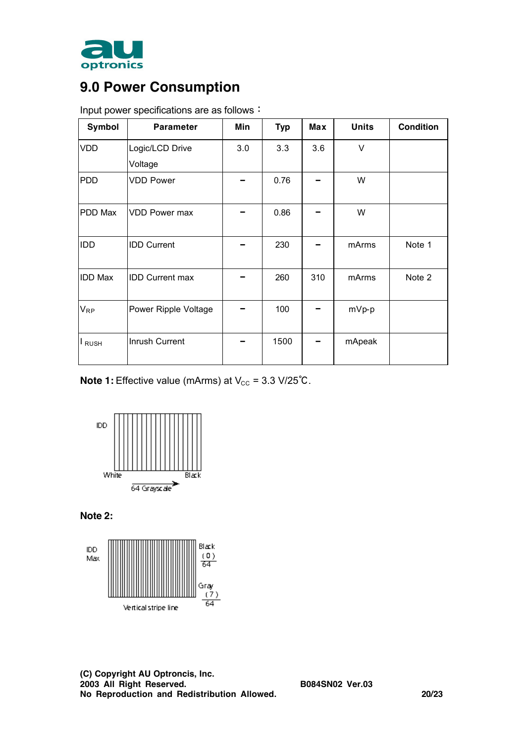## 9.0 Power Consumption

Input power specifications are as follows：

| Symbol | Parameter | Min | Typ | Max | Units | Condition |
|---|---|---|---|---|---|---|
| VDD | Logic/LCD Drive Voltage | 3.0 | 3.3 | 3.6 | V | |
| PDD | VDD Power | – | 0.76 | – | W | |
| PDD Max | VDD Power max | – | 0.86 | – | W | |
| IDD | IDD Current | – | 230 | – | mArms | Note 1 |
| IDD Max | IDD Current max | – | 260 | 310 | mArms | Note 2 |
| $V_{RP}$ | Power Ripple Voltage | – | 100 | – | mVp-p | |
| $I_{RUSH}$ | Inrush Current | – | 1500 | – | mApeak | |

**Note 1:** Effective value (mArms) at $V_{CC}$ = 3.3 V/25℃.

IDD

White Black

64 Grayscale

**Note 2:**

IDD Max

Black (0)/64

Gray (7)/64

Vertical stripe line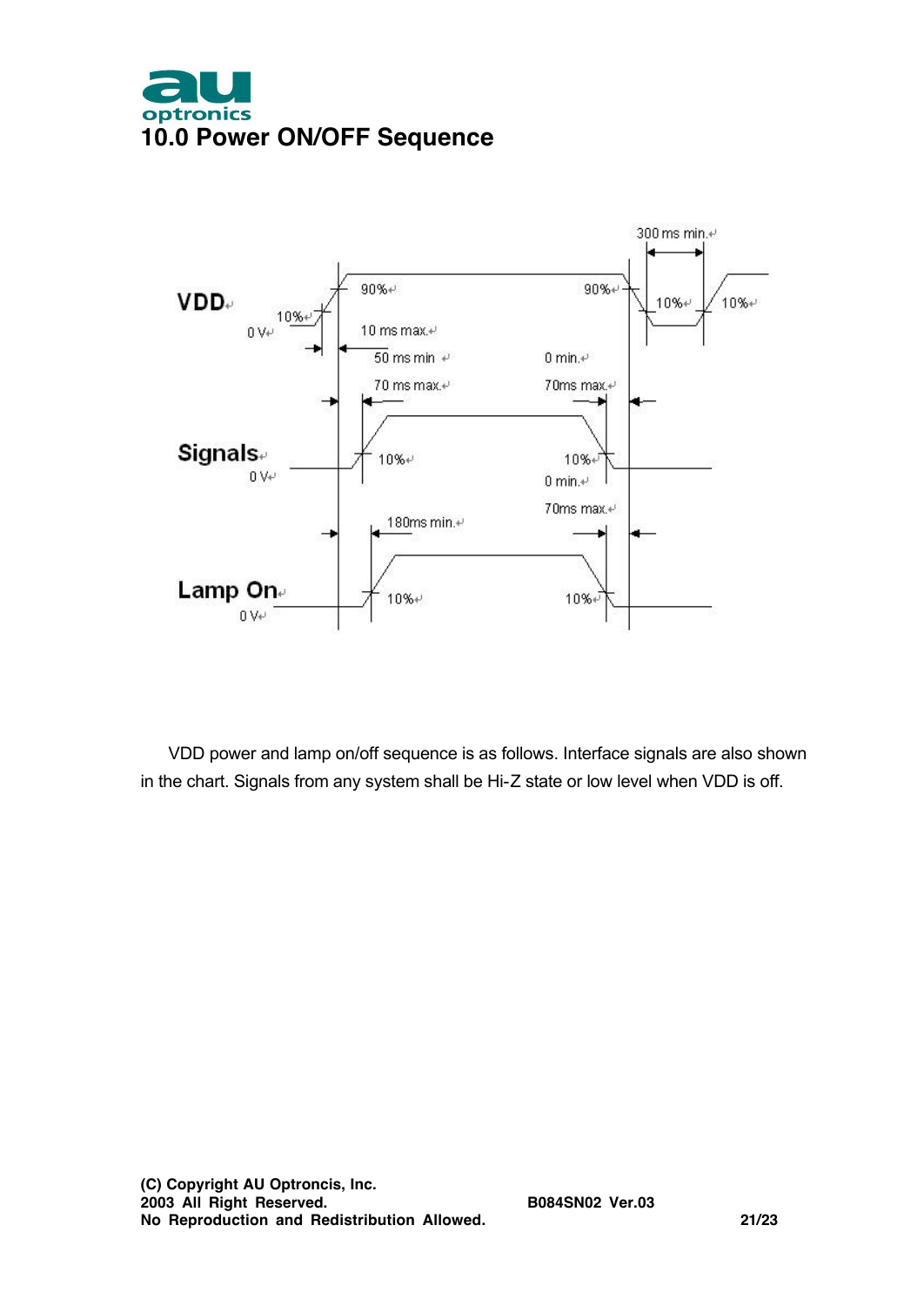# 10.0 Power ON/OFF Sequence

VDD

0 V

Signals

0 V

Lamp On

0 V

10%

90%

10 ms max.

50 ms min

70 ms max.

10%

180ms min.

10%

90%

0 min.

70ms max.

10%

0 min.

70ms max.

10%

300 ms min.

10%

10%

VDD power and lamp on/off sequence is as follows. Interface signals are also shown in the chart. Signals from any system shall be Hi-Z state or low level when VDD is off.

**(C) Copyright AU Optroncis, Inc.**
**2003 All Right Reserved.**
**No Reproduction and Redistribution Allowed.**

**B084SN02 Ver.03**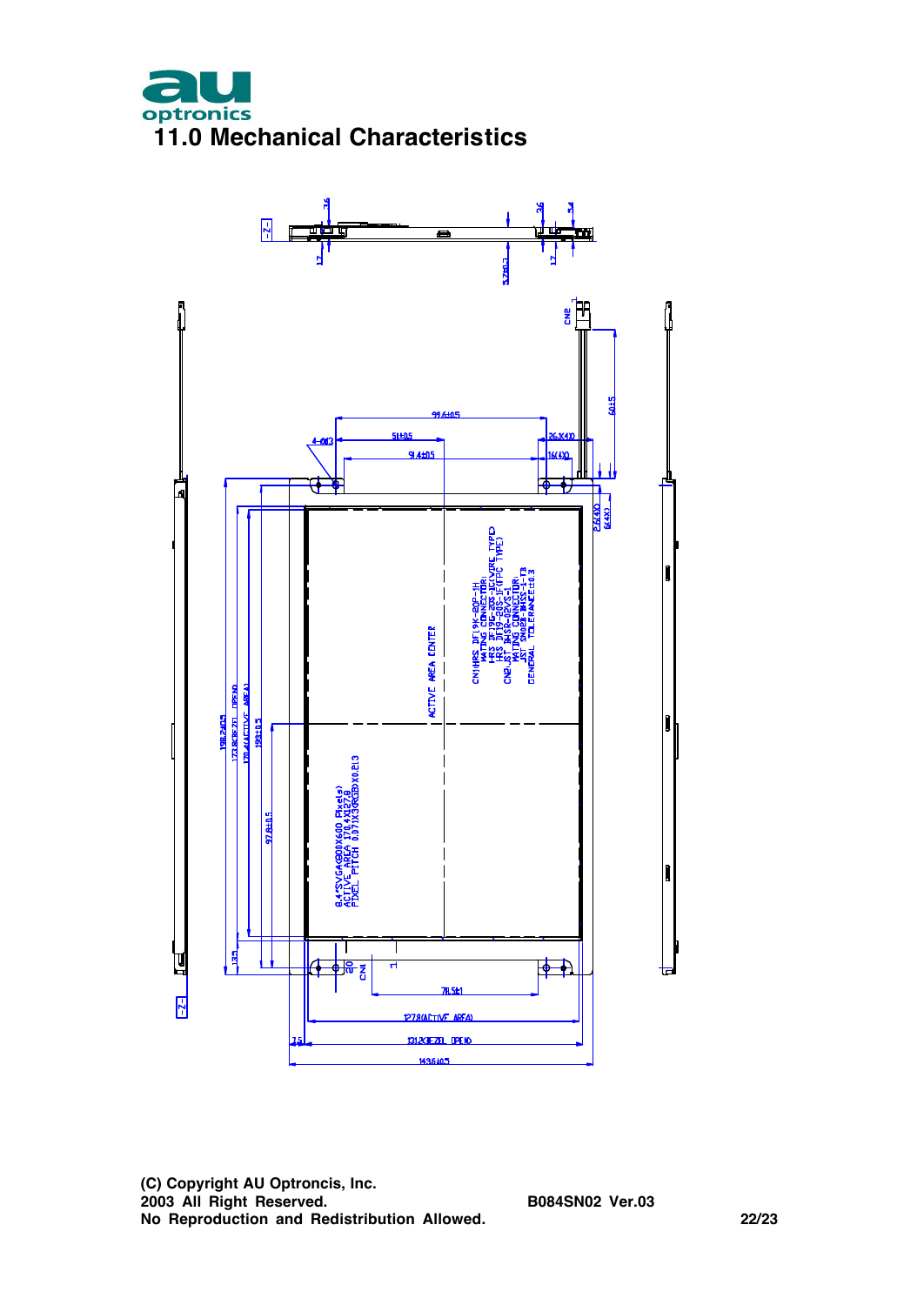# 11.0 Mechanical Characteristics

CN1:HRS DF19K-20P-1H
MATING CONNECTOR:
HRS DF19G-20S-1C(WIRE TYPE)
HRS DF19-20S-1F(FPC TYPE)
CN2:JST BHSR-02VS-1
MATING CONNECTOR:
JST SM02B-BHSS-1-TB
GENERAL TOLERANCE:±0.3

8.4"SVGA(800X600 Pixels)
ACTIVE AREA 170.4X127.8
PIXEL PITCH 0.071X3(RGB)X0.213

ACTIVE AREA CENTER

99.6±0.5, 51±0.5, 91.4±0.5, 4-Φ3, 26.3(4X), 16(4X), 60±5, 2.6(4X), 6(4X), 3.6, 3.6, 5.4, 1.7, 1.7, 5.7±0.3

198.2±0.5, 173.8(BEZEL OPEN), 170.4(ACTIVE AREA), 193±0.5, 97.8±0.5, 13.5, 20, 11

78.5±1, 127.8(ACTIVE AREA), 131.2(BEZEL OPEN), 143.6±0.5, 7.5

CN1, CN2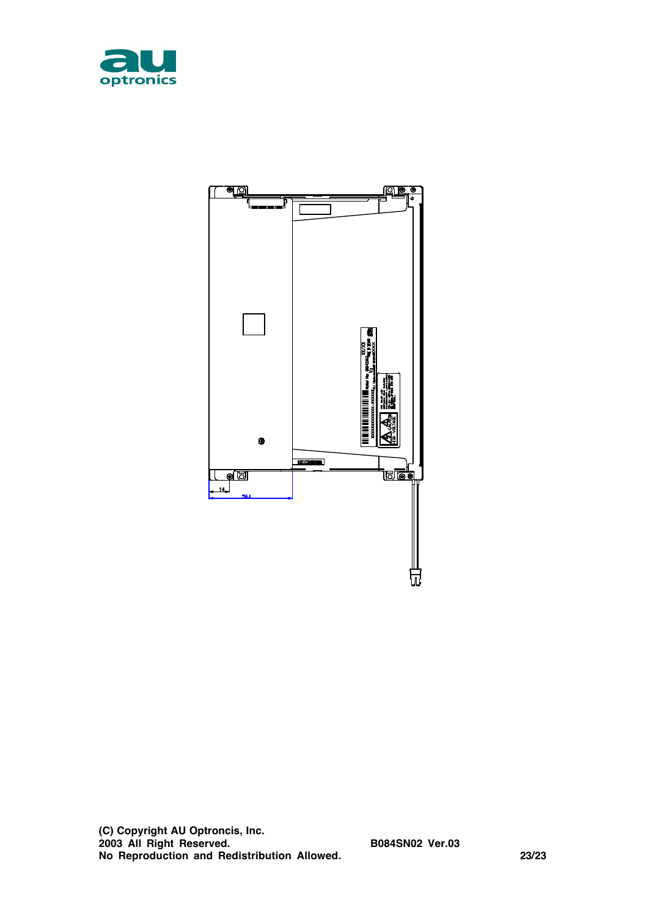14

56

XX/XX

CAUTION HIGH VOLTAGE